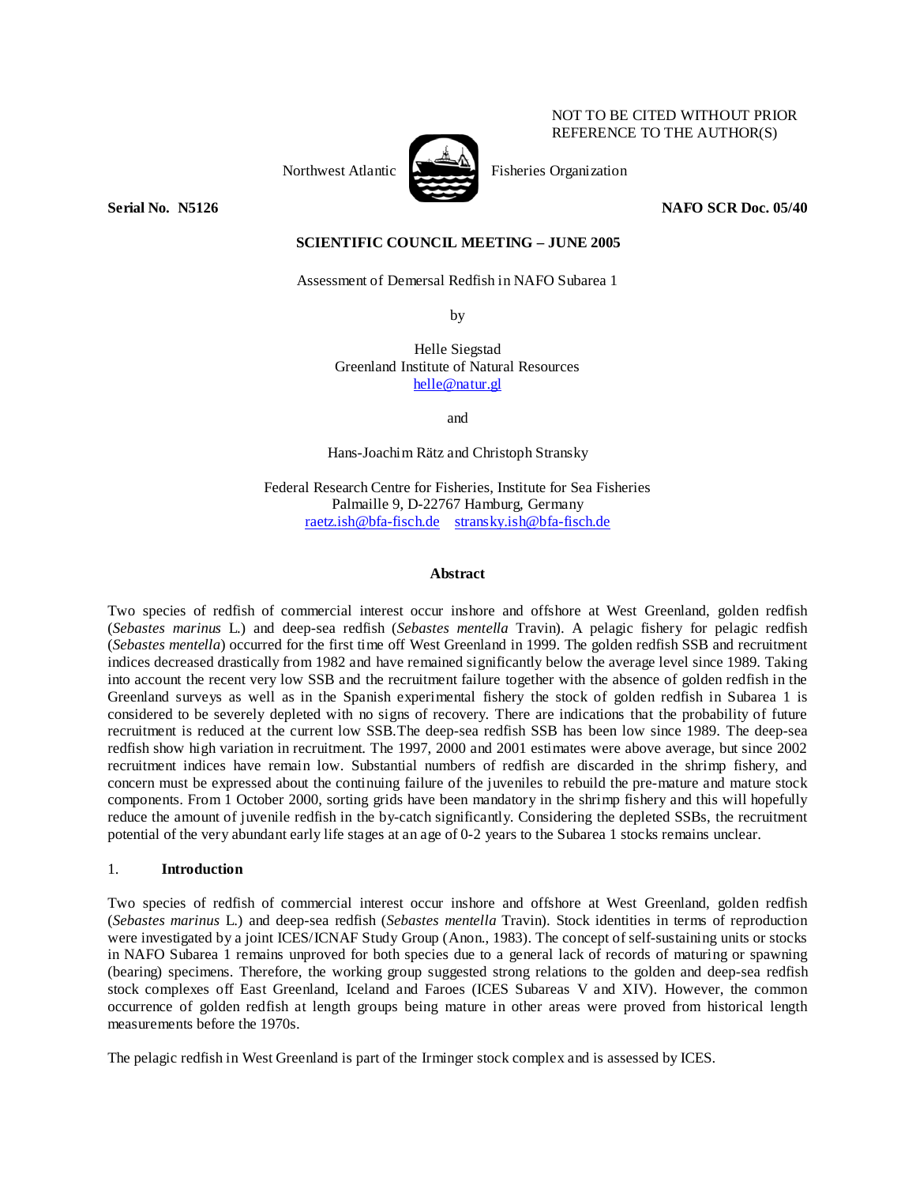NOT TO BE CITED WITHOUT PRIOR REFERENCE TO THE AUTHOR(S)

Northwest Atlantic Fisheries Organization

**Serial No. N5126** **NAFO SCR Doc. 05/40**

**SCIENTIFIC COUNCIL MEETING – JUNE 2005**

Assessment of Demersal Redfish in NAFO Subarea 1

by

Helle Siegstad
Greenland Institute of Natural Resources
helle@natur.gl

and

Hans-Joachim Rätz and Christoph Stransky

Federal Research Centre for Fisheries, Institute for Sea Fisheries
Palmaille 9, D-22767 Hamburg, Germany
raetz.ish@bfa-fisch.de stransky.ish@bfa-fisch.de

**Abstract**

Two species of redfish of commercial interest occur inshore and offshore at West Greenland, golden redfish (*Sebastes marinus* L.) and deep-sea redfish (*Sebastes mentella* Travin). A pelagic fishery for pelagic redfish (*Sebastes mentella*) occurred for the first time off West Greenland in 1999. The golden redfish SSB and recruitment indices decreased drastically from 1982 and have remained significantly below the average level since 1989. Taking into account the recent very low SSB and the recruitment failure together with the absence of golden redfish in the Greenland surveys as well as in the Spanish experimental fishery the stock of golden redfish in Subarea 1 is considered to be severely depleted with no signs of recovery. There are indications that the probability of future recruitment is reduced at the current low SSB.The deep-sea redfish SSB has been low since 1989. The deep-sea redfish show high variation in recruitment. The 1997, 2000 and 2001 estimates were above average, but since 2002 recruitment indices have remain low. Substantial numbers of redfish are discarded in the shrimp fishery, and concern must be expressed about the continuing failure of the juveniles to rebuild the pre-mature and mature stock components. From 1 October 2000, sorting grids have been mandatory in the shrimp fishery and this will hopefully reduce the amount of juvenile redfish in the by-catch significantly. Considering the depleted SSBs, the recruitment potential of the very abundant early life stages at an age of 0-2 years to the Subarea 1 stocks remains unclear.

## 1. Introduction

Two species of redfish of commercial interest occur inshore and offshore at West Greenland, golden redfish (*Sebastes marinus* L.) and deep-sea redfish (*Sebastes mentella* Travin). Stock identities in terms of reproduction were investigated by a joint ICES/ICNAF Study Group (Anon., 1983). The concept of self-sustaining units or stocks in NAFO Subarea 1 remains unproved for both species due to a general lack of records of maturing or spawning (bearing) specimens. Therefore, the working group suggested strong relations to the golden and deep-sea redfish stock complexes off East Greenland, Iceland and Faroes (ICES Subareas V and XIV). However, the common occurrence of golden redfish at length groups being mature in other areas were proved from historical length measurements before the 1970s.

The pelagic redfish in West Greenland is part of the Irminger stock complex and is assessed by ICES.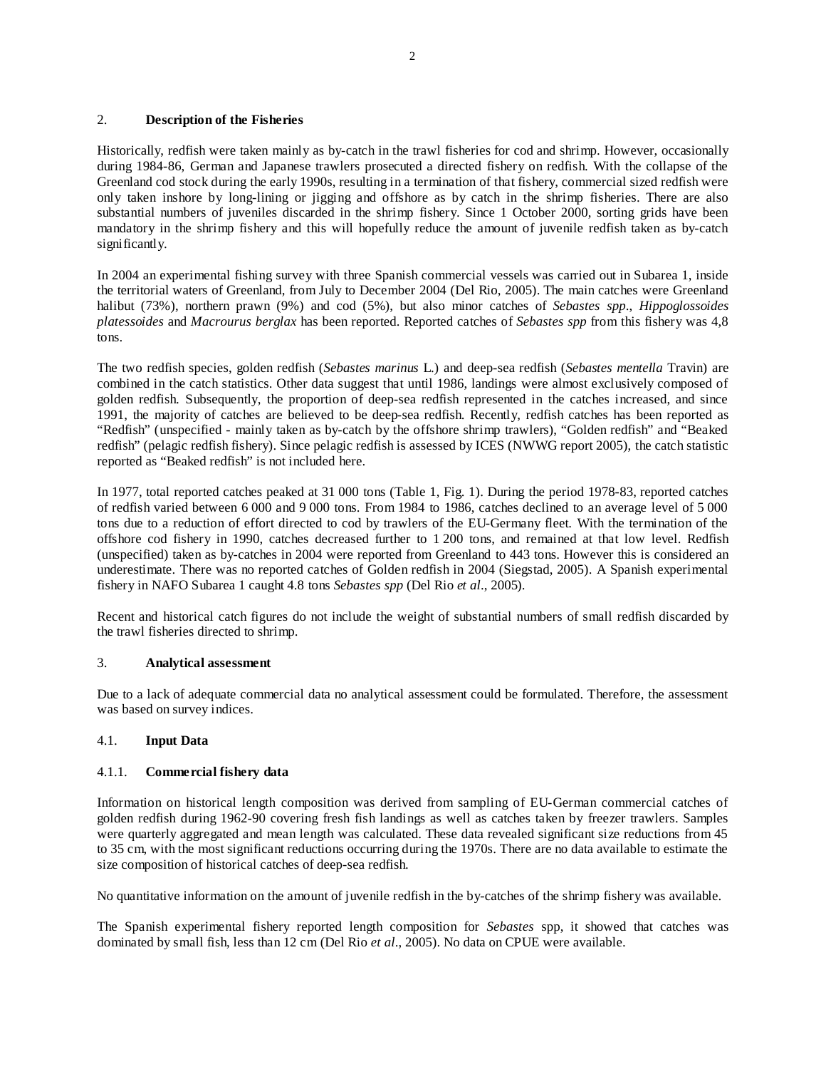## 2. **Description of the Fisheries**

Historically, redfish were taken mainly as by-catch in the trawl fisheries for cod and shrimp. However, occasionally during 1984-86, German and Japanese trawlers prosecuted a directed fishery on redfish. With the collapse of the Greenland cod stock during the early 1990s, resulting in a termination of that fishery, commercial sized redfish were only taken inshore by long-lining or jigging and offshore as by catch in the shrimp fisheries. There are also substantial numbers of juveniles discarded in the shrimp fishery. Since 1 October 2000, sorting grids have been mandatory in the shrimp fishery and this will hopefully reduce the amount of juvenile redfish taken as by-catch significantly.

In 2004 an experimental fishing survey with three Spanish commercial vessels was carried out in Subarea 1, inside the territorial waters of Greenland, from July to December 2004 (Del Rio, 2005). The main catches were Greenland halibut (73%), northern prawn (9%) and cod (5%), but also minor catches of *Sebastes spp*., *Hippoglossoides platessoides* and *Macrourus berglax* has been reported. Reported catches of *Sebastes spp* from this fishery was 4,8 tons.

The two redfish species, golden redfish (*Sebastes marinus* L.) and deep-sea redfish (*Sebastes mentella* Travin) are combined in the catch statistics. Other data suggest that until 1986, landings were almost exclusively composed of golden redfish. Subsequently, the proportion of deep-sea redfish represented in the catches increased, and since 1991, the majority of catches are believed to be deep-sea redfish. Recently, redfish catches has been reported as "Redfish" (unspecified - mainly taken as by-catch by the offshore shrimp trawlers), "Golden redfish" and "Beaked redfish" (pelagic redfish fishery). Since pelagic redfish is assessed by ICES (NWWG report 2005), the catch statistic reported as "Beaked redfish" is not included here.

In 1977, total reported catches peaked at 31 000 tons (Table 1, Fig. 1). During the period 1978-83, reported catches of redfish varied between 6 000 and 9 000 tons. From 1984 to 1986, catches declined to an average level of 5 000 tons due to a reduction of effort directed to cod by trawlers of the EU-Germany fleet. With the termination of the offshore cod fishery in 1990, catches decreased further to 1 200 tons, and remained at that low level. Redfish (unspecified) taken as by-catches in 2004 were reported from Greenland to 443 tons. However this is considered an underestimate. There was no reported catches of Golden redfish in 2004 (Siegstad, 2005). A Spanish experimental fishery in NAFO Subarea 1 caught 4.8 tons *Sebastes spp* (Del Rio *et al*., 2005).

Recent and historical catch figures do not include the weight of substantial numbers of small redfish discarded by the trawl fisheries directed to shrimp.

## 3. **Analytical assessment**

Due to a lack of adequate commercial data no analytical assessment could be formulated. Therefore, the assessment was based on survey indices.

## 4.1. **Input Data**

### 4.1.1. **Commercial fishery data**

Information on historical length composition was derived from sampling of EU-German commercial catches of golden redfish during 1962-90 covering fresh fish landings as well as catches taken by freezer trawlers. Samples were quarterly aggregated and mean length was calculated. These data revealed significant size reductions from 45 to 35 cm, with the most significant reductions occurring during the 1970s. There are no data available to estimate the size composition of historical catches of deep-sea redfish.

No quantitative information on the amount of juvenile redfish in the by-catches of the shrimp fishery was available.

The Spanish experimental fishery reported length composition for *Sebastes* spp, it showed that catches was dominated by small fish, less than 12 cm (Del Rio *et al*., 2005). No data on CPUE were available.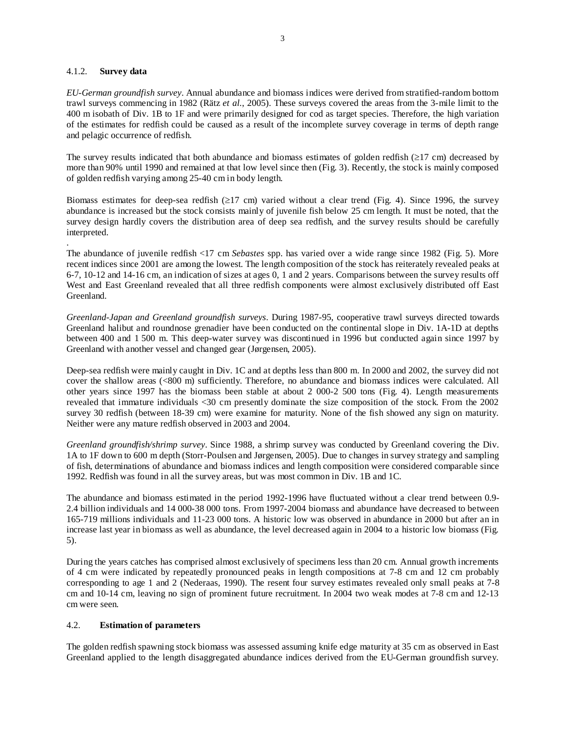#### 4.1.2. **Survey data**

*EU-German groundfish survey*. Annual abundance and biomass indices were derived from stratified-random bottom trawl surveys commencing in 1982 (Rätz *et al.*, 2005). These surveys covered the areas from the 3-mile limit to the 400 m isobath of Div. 1B to 1F and were primarily designed for cod as target species. Therefore, the high variation of the estimates for redfish could be caused as a result of the incomplete survey coverage in terms of depth range and pelagic occurrence of redfish.

The survey results indicated that both abundance and biomass estimates of golden redfish (≥17 cm) decreased by more than 90% until 1990 and remained at that low level since then (Fig. 3). Recently, the stock is mainly composed of golden redfish varying among 25-40 cm in body length.

Biomass estimates for deep-sea redfish (≥17 cm) varied without a clear trend (Fig. 4). Since 1996, the survey abundance is increased but the stock consists mainly of juvenile fish below 25 cm length. It must be noted, that the survey design hardly covers the distribution area of deep sea redfish, and the survey results should be carefully interpreted.

.

The abundance of juvenile redfish <17 cm *Sebastes* spp. has varied over a wide range since 1982 (Fig. 5). More recent indices since 2001 are among the lowest. The length composition of the stock has reiterately revealed peaks at 6-7, 10-12 and 14-16 cm, an indication of sizes at ages 0, 1 and 2 years. Comparisons between the survey results off West and East Greenland revealed that all three redfish components were almost exclusively distributed off East Greenland.

*Greenland-Japan and Greenland groundfish surveys*. During 1987-95, cooperative trawl surveys directed towards Greenland halibut and roundnose grenadier have been conducted on the continental slope in Div. 1A-1D at depths between 400 and 1 500 m. This deep-water survey was discontinued in 1996 but conducted again since 1997 by Greenland with another vessel and changed gear (Jørgensen, 2005).

Deep-sea redfish were mainly caught in Div. 1C and at depths less than 800 m. In 2000 and 2002, the survey did not cover the shallow areas (<800 m) sufficiently. Therefore, no abundance and biomass indices were calculated. All other years since 1997 has the biomass been stable at about 2 000-2 500 tons (Fig. 4). Length measurements revealed that immature individuals <30 cm presently dominate the size composition of the stock. From the 2002 survey 30 redfish (between 18-39 cm) were examine for maturity. None of the fish showed any sign on maturity. Neither were any mature redfish observed in 2003 and 2004.

*Greenland groundfish/shrimp survey*. Since 1988, a shrimp survey was conducted by Greenland covering the Div. 1A to 1F down to 600 m depth (Storr-Poulsen and Jørgensen, 2005). Due to changes in survey strategy and sampling of fish, determinations of abundance and biomass indices and length composition were considered comparable since 1992. Redfish was found in all the survey areas, but was most common in Div. 1B and 1C.

The abundance and biomass estimated in the period 1992-1996 have fluctuated without a clear trend between 0.9-2.4 billion individuals and 14 000-38 000 tons. From 1997-2004 biomass and abundance have decreased to between 165-719 millions individuals and 11-23 000 tons. A historic low was observed in abundance in 2000 but after an in increase last year in biomass as well as abundance, the level decreased again in 2004 to a historic low biomass (Fig. 5).

During the years catches has comprised almost exclusively of specimens less than 20 cm. Annual growth increments of 4 cm were indicated by repeatedly pronounced peaks in length compositions at 7-8 cm and 12 cm probably corresponding to age 1 and 2 (Nederaas, 1990). The resent four survey estimates revealed only small peaks at 7-8 cm and 10-14 cm, leaving no sign of prominent future recruitment. In 2004 two weak modes at 7-8 cm and 12-13 cm were seen.

### 4.2. **Estimation of parameters**

The golden redfish spawning stock biomass was assessed assuming knife edge maturity at 35 cm as observed in East Greenland applied to the length disaggregated abundance indices derived from the EU-German groundfish survey.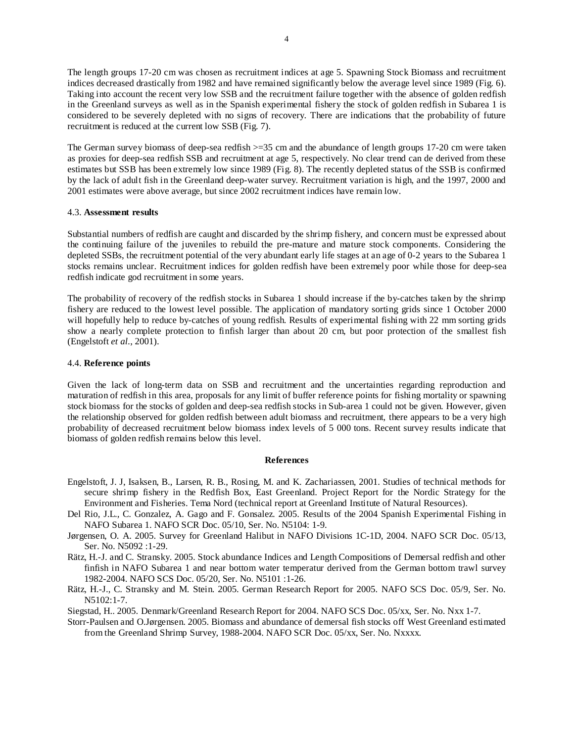The length groups 17-20 cm was chosen as recruitment indices at age 5. Spawning Stock Biomass and recruitment indices decreased drastically from 1982 and have remained significantly below the average level since 1989 (Fig. 6). Taking into account the recent very low SSB and the recruitment failure together with the absence of golden redfish in the Greenland surveys as well as in the Spanish experimental fishery the stock of golden redfish in Subarea 1 is considered to be severely depleted with no signs of recovery. There are indications that the probability of future recruitment is reduced at the current low SSB (Fig. 7).

The German survey biomass of deep-sea redfish >=35 cm and the abundance of length groups 17-20 cm were taken as proxies for deep-sea redfish SSB and recruitment at age 5, respectively. No clear trend can de derived from these estimates but SSB has been extremely low since 1989 (Fig. 8). The recently depleted status of the SSB is confirmed by the lack of adult fish in the Greenland deep-water survey. Recruitment variation is high, and the 1997, 2000 and 2001 estimates were above average, but since 2002 recruitment indices have remain low.

### 4.3. **Assessment results**

Substantial numbers of redfish are caught and discarded by the shrimp fishery, and concern must be expressed about the continuing failure of the juveniles to rebuild the pre-mature and mature stock components. Considering the depleted SSBs, the recruitment potential of the very abundant early life stages at an age of 0-2 years to the Subarea 1 stocks remains unclear. Recruitment indices for golden redfish have been extremely poor while those for deep-sea redfish indicate god recruitment in some years.

The probability of recovery of the redfish stocks in Subarea 1 should increase if the by-catches taken by the shrimp fishery are reduced to the lowest level possible. The application of mandatory sorting grids since 1 October 2000 will hopefully help to reduce by-catches of young redfish. Results of experimental fishing with 22 mm sorting grids show a nearly complete protection to finfish larger than about 20 cm, but poor protection of the smallest fish (Engelstoft *et al.*, 2001).

### 4.4. **Reference points**

Given the lack of long-term data on SSB and recruitment and the uncertainties regarding reproduction and maturation of redfish in this area, proposals for any limit of buffer reference points for fishing mortality or spawning stock biomass for the stocks of golden and deep-sea redfish stocks in Sub-area 1 could not be given. However, given the relationship observed for golden redfish between adult biomass and recruitment, there appears to be a very high probability of decreased recruitment below biomass index levels of 5 000 tons. Recent survey results indicate that biomass of golden redfish remains below this level.

## **References**

Engelstoft, J. J, Isaksen, B., Larsen, R. B., Rosing, M. and K. Zachariassen, 2001. Studies of technical methods for secure shrimp fishery in the Redfish Box, East Greenland. Project Report for the Nordic Strategy for the Environment and Fisheries. Tema Nord (technical report at Greenland Institute of Natural Resources).

Del Rio, J.L., C. Gonzalez, A. Gago and F. Gonsalez. 2005. Results of the 2004 Spanish Experimental Fishing in NAFO Subarea 1. NAFO SCR Doc. 05/10, Ser. No. N5104: 1-9.

Jørgensen, O. A. 2005. Survey for Greenland Halibut in NAFO Divisions 1C-1D, 2004. NAFO SCR Doc. 05/13, Ser. No. N5092 :1-29.

Rätz, H.-J. and C. Stransky. 2005. Stock abundance Indices and Length Compositions of Demersal redfish and other finfish in NAFO Subarea 1 and near bottom water temperatur derived from the German bottom trawl survey 1982-2004. NAFO SCS Doc. 05/20, Ser. No. N5101 :1-26.

Rätz, H.-J., C. Stransky and M. Stein. 2005. German Research Report for 2005. NAFO SCS Doc. 05/9, Ser. No. N5102:1-7.

Siegstad, H.. 2005. Denmark/Greenland Research Report for 2004. NAFO SCS Doc. 05/xx, Ser. No. Nxx 1-7.

Storr-Paulsen and O.Jørgensen. 2005. Biomass and abundance of demersal fish stocks off West Greenland estimated from the Greenland Shrimp Survey, 1988-2004. NAFO SCR Doc. 05/xx, Ser. No. Nxxxx.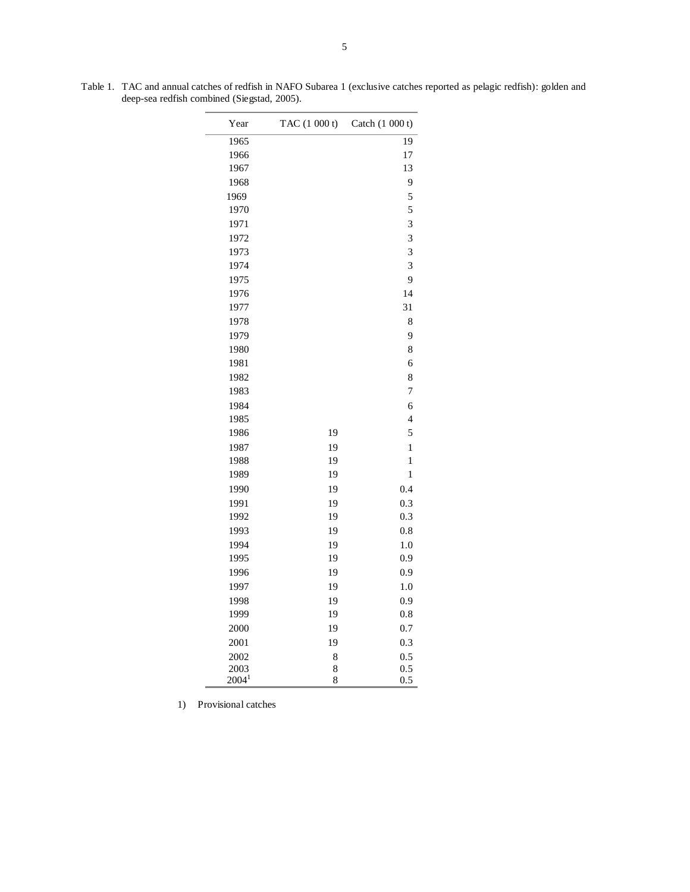Table 1. TAC and annual catches of redfish in NAFO Subarea 1 (exclusive catches reported as pelagic redfish): golden and deep-sea redfish combined (Siegstad, 2005).

| Year | TAC (1 000 t) | Catch (1 000 t) |
|---|---|---|
| 1965 | | 19 |
| 1966 | | 17 |
| 1967 | | 13 |
| 1968 | | 9 |
| 1969 | | 5 |
| 1970 | | 5 |
| 1971 | | 3 |
| 1972 | | 3 |
| 1973 | | 3 |
| 1974 | | 3 |
| 1975 | | 9 |
| 1976 | | 14 |
| 1977 | | 31 |
| 1978 | | 8 |
| 1979 | | 9 |
| 1980 | | 8 |
| 1981 | | 6 |
| 1982 | | 8 |
| 1983 | | 7 |
| 1984 | | 6 |
| 1985 | | 4 |
| 1986 | 19 | 5 |
| 1987 | 19 | 1 |
| 1988 | 19 | 1 |
| 1989 | 19 | 1 |
| 1990 | 19 | 0.4 |
| 1991 | 19 | 0.3 |
| 1992 | 19 | 0.3 |
| 1993 | 19 | 0.8 |
| 1994 | 19 | 1.0 |
| 1995 | 19 | 0.9 |
| 1996 | 19 | 0.9 |
| 1997 | 19 | 1.0 |
| 1998 | 19 | 0.9 |
| 1999 | 19 | 0.8 |
| 2000 | 19 | 0.7 |
| 2001 | 19 | 0.3 |
| 2002 | 8 | 0.5 |
| 2003 | 8 | 0.5 |
| 2004[1] | 8 | 0.5 |

1) Provisional catches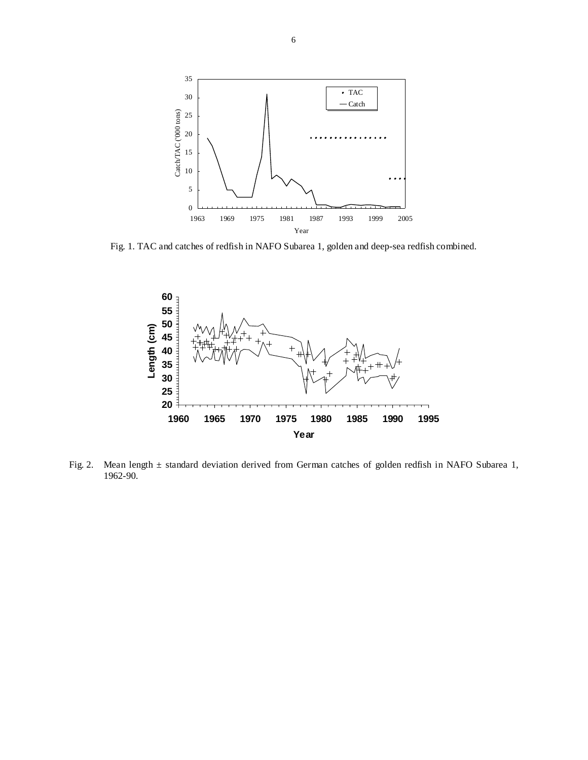Fig. 1. TAC and catches of redfish in NAFO Subarea 1, golden and deep-sea redfish combined.

Fig. 2. Mean length ± standard deviation derived from German catches of golden redfish in NAFO Subarea 1, 1962-90.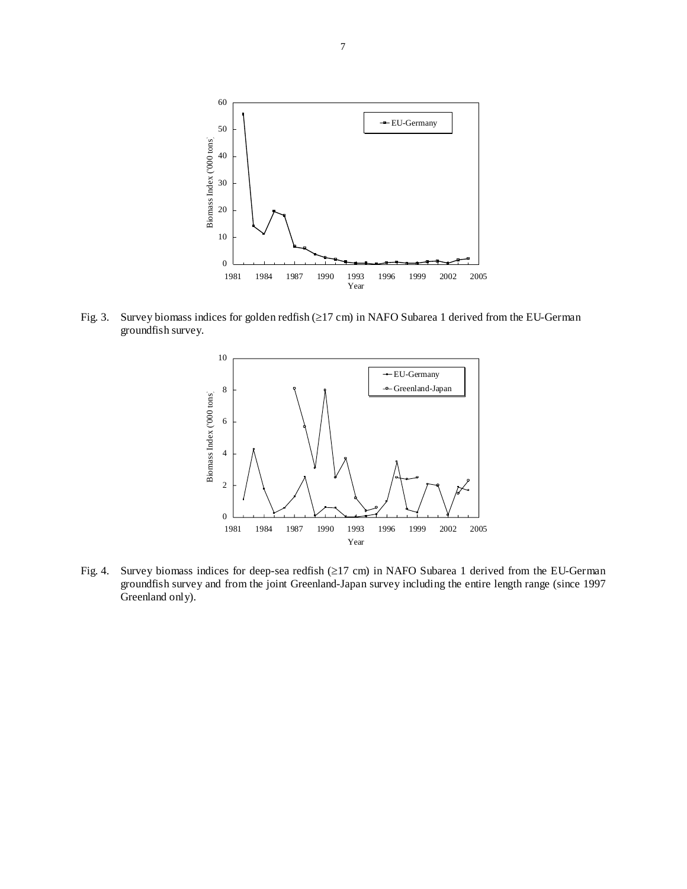Fig. 3. Survey biomass indices for golden redfish (≥17 cm) in NAFO Subarea 1 derived from the EU-German groundfish survey.

Fig. 4. Survey biomass indices for deep-sea redfish (≥17 cm) in NAFO Subarea 1 derived from the EU-German groundfish survey and from the joint Greenland-Japan survey including the entire length range (since 1997 Greenland only).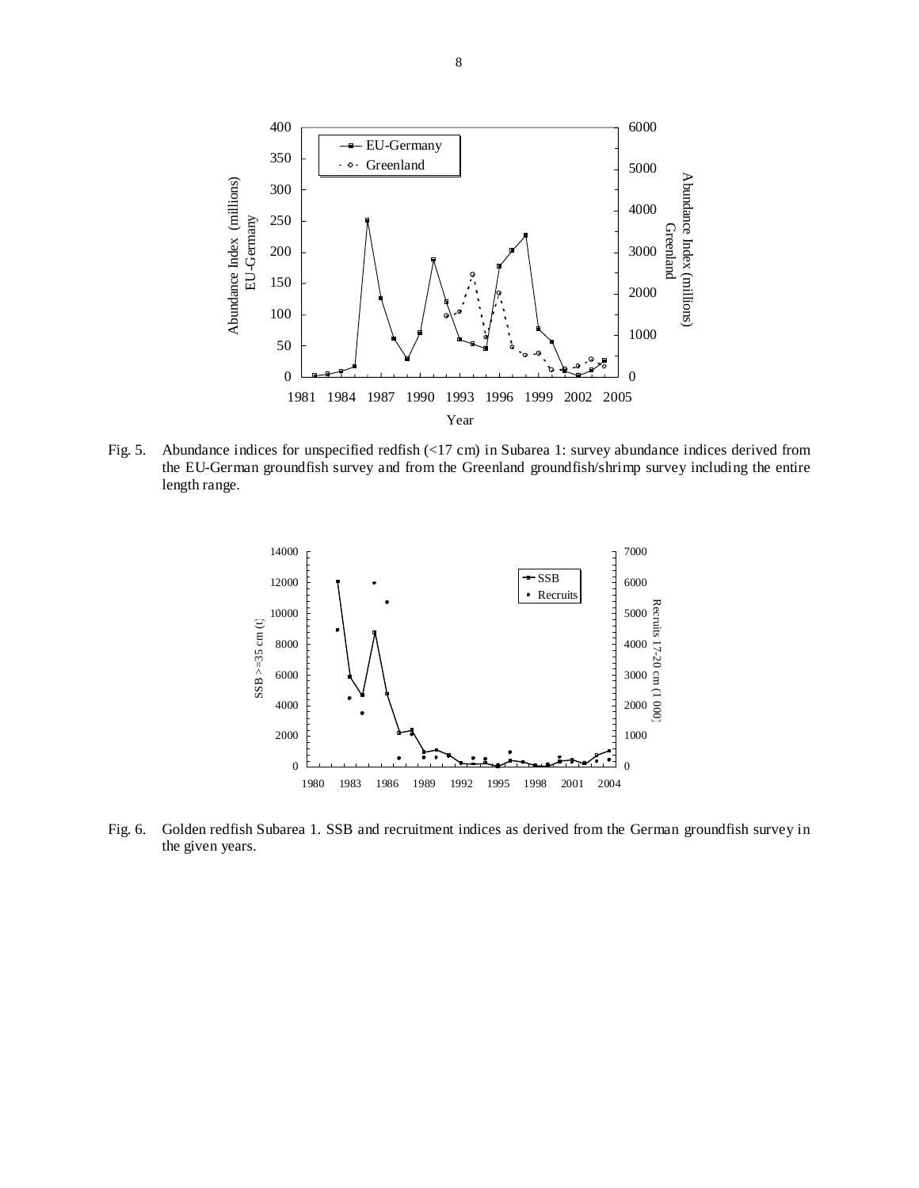Fig. 5. Abundance indices for unspecified redfish (<17 cm) in Subarea 1: survey abundance indices derived from the EU-German groundfish survey and from the Greenland groundfish/shrimp survey including the entire length range.

Fig. 6. Golden redfish Subarea 1. SSB and recruitment indices as derived from the German groundfish survey in the given years.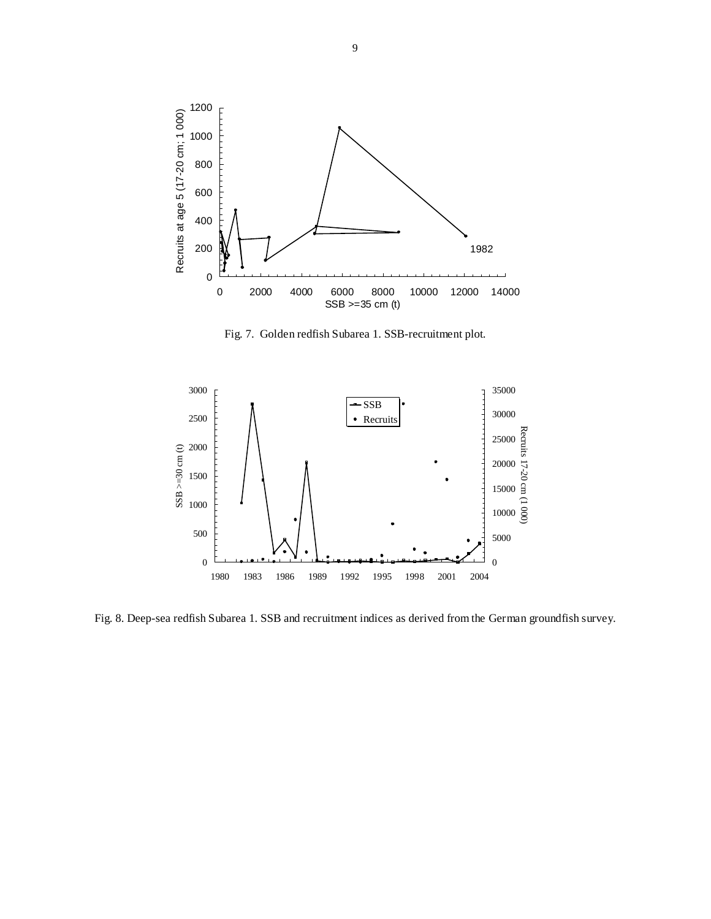Recruits at age 5 (17-20 cm; 1 000)

1200
1000
800
600
400
200
0

0 2000 4000 6000 8000 10000 12000 14000

SSB >=35 cm (t)

1982

Fig. 7. Golden redfish Subarea 1. SSB-recruitment plot.

SSB >=30 cm (t)

3000
2500
2000
1500
1000
500
0

Recruits 17-20 cm (1 000)

35000
30000
25000
20000
15000
10000
5000
0

1980 1983 1986 1989 1992 1995 1998 2001 2004

SSB
Recruits

Fig. 8. Deep-sea redfish Subarea 1. SSB and recruitment indices as derived from the German groundfish survey.